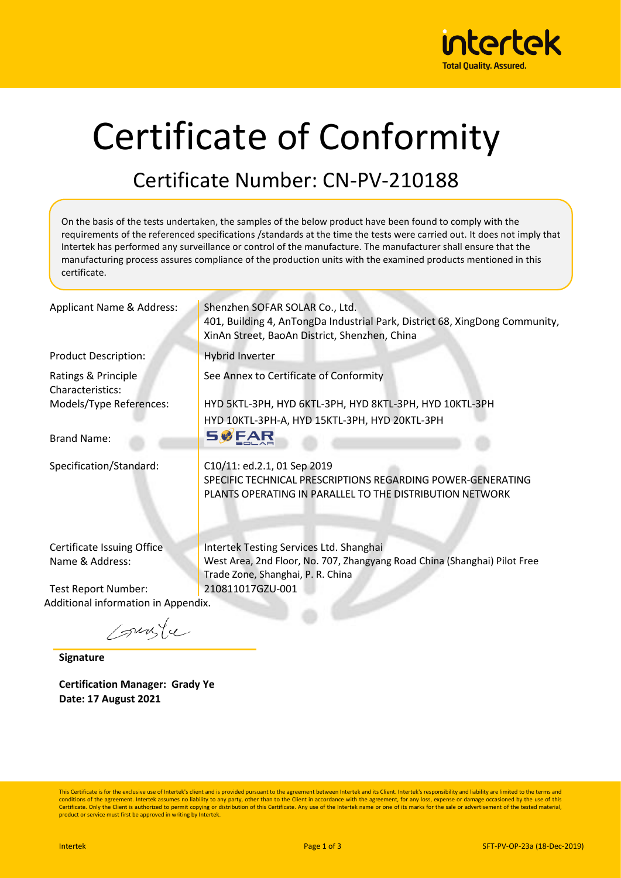# Certificate of Conformity

## Certificate Number: CN-PV-210188

On the basis of the tests undertaken, the samples of the below product have been found to comply with the requirements of the referenced specifications /standards at the time the tests were carried out. It does not imply that Intertek has performed any surveillance or control of the manufacture. The manufacturer shall ensure that the manufacturing process assures compliance of the production units with the examined products mentioned in this certificate.

| | |
|---|---|
| Applicant Name & Address: | Shenzhen SOFAR SOLAR Co., Ltd.<br>401, Building 4, AnTongDa Industrial Park, District 68, XingDong Community, XinAn Street, BaoAn District, Shenzhen, China |
| Product Description: | Hybrid Inverter |
| Ratings & Principle Characteristics: | See Annex to Certificate of Conformity |
| Models/Type References: | HYD 5KTL-3PH, HYD 6KTL-3PH, HYD 8KTL-3PH, HYD 10KTL-3PH<br>HYD 10KTL-3PH-A, HYD 15KTL-3PH, HYD 20KTL-3PH |
| Brand Name: | SOFAR SOLAR |
| Specification/Standard: | C10/11: ed.2.1, 01 Sep 2019<br>SPECIFIC TECHNICAL PRESCRIPTIONS REGARDING POWER-GENERATING PLANTS OPERATING IN PARALLEL TO THE DISTRIBUTION NETWORK |
| Certificate Issuing Office Name & Address: | Intertek Testing Services Ltd. Shanghai<br>West Area, 2nd Floor, No. 707, Zhangyang Road China (Shanghai) Pilot Free Trade Zone, Shanghai, P. R. China |
| Test Report Number: | 210811017GZU-001 |

Additional information in Appendix.

**Signature**

**Certification Manager: Grady Ye**
**Date: 17 August 2021**

This Certificate is for the exclusive use of Intertek's client and is provided pursuant to the agreement between Intertek and its Client. Intertek's responsibility and liability are limited to the terms and conditions of the agreement. Intertek assumes no liability to any party, other than to the Client in accordance with the agreement, for any loss, expense or damage occasioned by the use of this Certificate. Only the Client is authorized to permit copying or distribution of this Certificate. Any use of the Intertek name or one of its marks for the sale or advertisement of the tested material, product or service must first be approved in writing by Intertek.

SFT-PV-OP-23a (18-Dec-2019)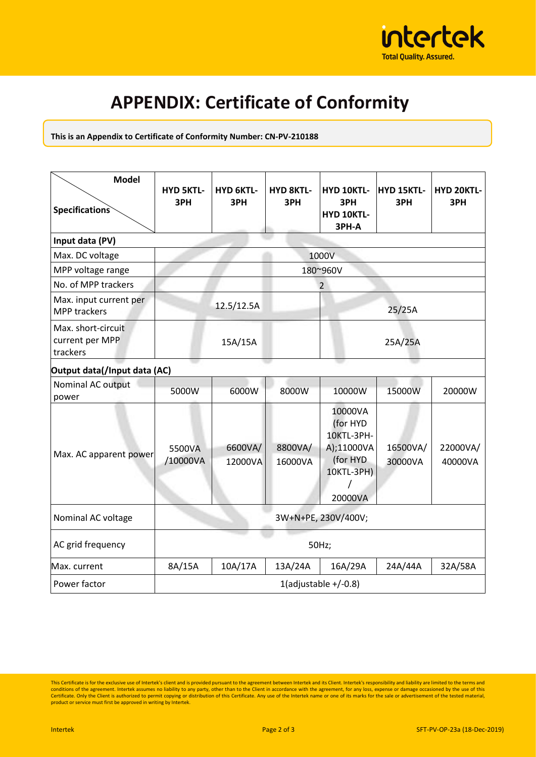# APPENDIX: Certificate of Conformity

**This is an Appendix to Certificate of Conformity Number: CN-PV-210188**

| Specifications \ Model | HYD 5KTL-3PH | HYD 6KTL-3PH | HYD 8KTL-3PH | HYD 10KTL-3PH HYD 10KTL-3PH-A | HYD 15KTL-3PH | HYD 20KTL-3PH |
|---|---|---|---|---|---|---|
| **Input data (PV)** | | | | | | |
| Max. DC voltage | 1000V | | | | | |
| MPP voltage range | 180~960V | | | | | |
| No. of MPP trackers | 2 | | | | | |
| Max. input current per MPP trackers | 12.5/12.5A | | | 25/25A | | |
| Max. short-circuit current per MPP trackers | 15A/15A | | | 25A/25A | | |
| **Output data(/Input data (AC)** | | | | | | |
| Nominal AC output power | 5000W | 6000W | 8000W | 10000W | 15000W | 20000W |
| Max. AC apparent power | 5500VA /10000VA | 6600VA/ 12000VA | 8800VA/ 16000VA | 10000VA (for HYD 10KTL-3PH-A);11000VA (for HYD 10KTL-3PH) / 20000VA | 16500VA/ 30000VA | 22000VA/ 40000VA |
| Nominal AC voltage | 3W+N+PE, 230V/400V; | | | | | |
| AC grid frequency | 50Hz; | | | | | |
| Max. current | 8A/15A | 10A/17A | 13A/24A | 16A/29A | 24A/44A | 32A/58A |
| Power factor | 1(adjustable +/-0.8) | | | | | |

This Certificate is for the exclusive use of Intertek's client and is provided pursuant to the agreement between Intertek and its Client. Intertek's responsibility and liability are limited to the terms and conditions of the agreement. Intertek assumes no liability to any party, other than to the Client in accordance with the agreement, for any loss, expense or damage occasioned by the use of this Certificate. Only the Client is authorized to permit copying or distribution of this Certificate. Any use of the Intertek name or one of its marks for the sale or advertisement of the tested material, product or service must first be approved in writing by Intertek.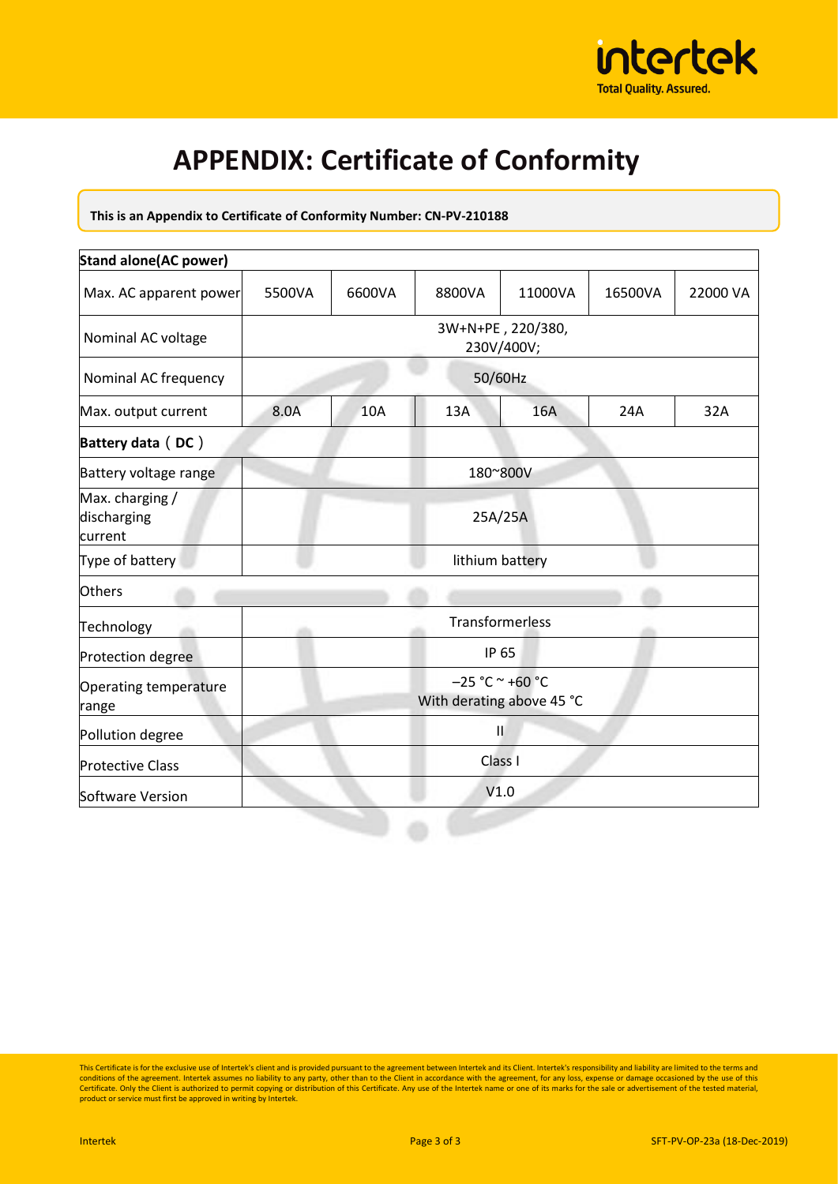# APPENDIX: Certificate of Conformity

**This is an Appendix to Certificate of Conformity Number: CN-PV-210188**

| | | | | | | |
|---|---|---|---|---|---|---|
| **Stand alone(AC power)** | | | | | | |
| Max. AC apparent power | 5500VA | 6600VA | 8800VA | 11000VA | 16500VA | 22000 VA |
| Nominal AC voltage | 3W+N+PE , 220/380, 230V/400V; | | | | | |
| Nominal AC frequency | 50/60Hz | | | | | |
| Max. output current | 8.0A | 10A | 13A | 16A | 24A | 32A |
| **Battery data（DC）** | | | | | | |
| Battery voltage range | 180~800V | | | | | |
| Max. charging / discharging current | 25A/25A | | | | | |
| Type of battery | lithium battery | | | | | |
| Others | | | | | | |
| Technology | Transformerless | | | | | |
| Protection degree | IP 65 | | | | | |
| Operating temperature range | –25 °C ~ +60 °C With derating above 45 °C | | | | | |
| Pollution degree | II | | | | | |
| Protective Class | Class I | | | | | |
| Software Version | V1.0 | | | | | |

This Certificate is for the exclusive use of Intertek's client and is provided pursuant to the agreement between Intertek and its Client. Intertek's responsibility and liability are limited to the terms and conditions of the agreement. Intertek assumes no liability to any party, other than to the Client in accordance with the agreement, for any loss, expense or damage occasioned by the use of this Certificate. Only the Client is authorized to permit copying or distribution of this Certificate. Any use of the Intertek name or one of its marks for the sale or advertisement of the tested material, product or service must first be approved in writing by Intertek.

Intertek SFT-PV-OP-23a (18-Dec-2019)